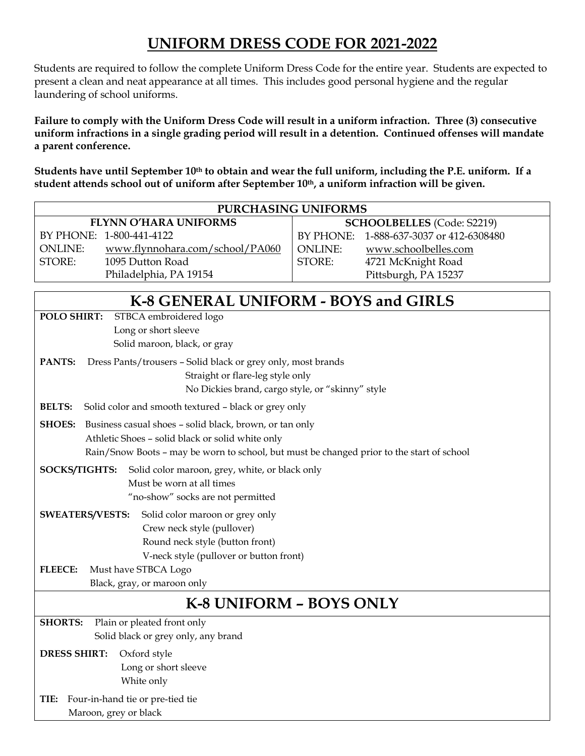# UNIFORM DRESS CODE FOR 2021-2022

Students are required to follow the complete Uniform Dress Code for the entire year. Students are expected to present a clean and neat appearance at all times. This includes good personal hygiene and the regular laundering of school uniforms.

**Failure to comply with the Uniform Dress Code will result in a uniform infraction. Three (3) consecutive uniform infractions in a single grading period will result in a detention. Continued offenses will mandate a parent conference.**

**Students have until September 10th to obtain and wear the full uniform, including the P.E. uniform. If a student attends school out of uniform after September 10th, a uniform infraction will be given.**

| PURCHASING UNIFORMS | | | |
|---|---|---|---|
| **FLYNN O'HARA UNIFORMS** | | **SCHOOLBELLES** (Code: S2219) | |
| BY PHONE: | 1-800-441-4122 | BY PHONE: | 1-888-637-3037 or 412-6308480 |
| ONLINE: | www.flynnohara.com/school/PA060 | ONLINE: | www.schoolbelles.com |
| STORE: | 1095 Dutton Road, Philadelphia, PA 19154 | STORE: | 4721 McKnight Road, Pittsburgh, PA 15237 |

## K-8 GENERAL UNIFORM - BOYS and GIRLS

**POLO SHIRT:** STBCA embroidered logo
Long or short sleeve
Solid maroon, black, or gray

**PANTS:** Dress Pants/trousers – Solid black or grey only, most brands
Straight or flare-leg style only
No Dickies brand, cargo style, or "skinny" style

**BELTS:** Solid color and smooth textured – black or grey only

**SHOES:** Business casual shoes – solid black, brown, or tan only
Athletic Shoes – solid black or solid white only
Rain/Snow Boots – may be worn to school, but must be changed prior to the start of school

**SOCKS/TIGHTS:** Solid color maroon, grey, white, or black only
Must be worn at all times
"no-show" socks are not permitted

**SWEATERS/VESTS:** Solid color maroon or grey only
Crew neck style (pullover)
Round neck style (button front)
V-neck style (pullover or button front)

**FLEECE:** Must have STBCA Logo
Black, gray, or maroon only

## K-8 UNIFORM – BOYS ONLY

**SHORTS:** Plain or pleated front only
Solid black or grey only, any brand

**DRESS SHIRT:** Oxford style
Long or short sleeve
White only

**TIE:** Four-in-hand tie or pre-tied tie
Maroon, grey or black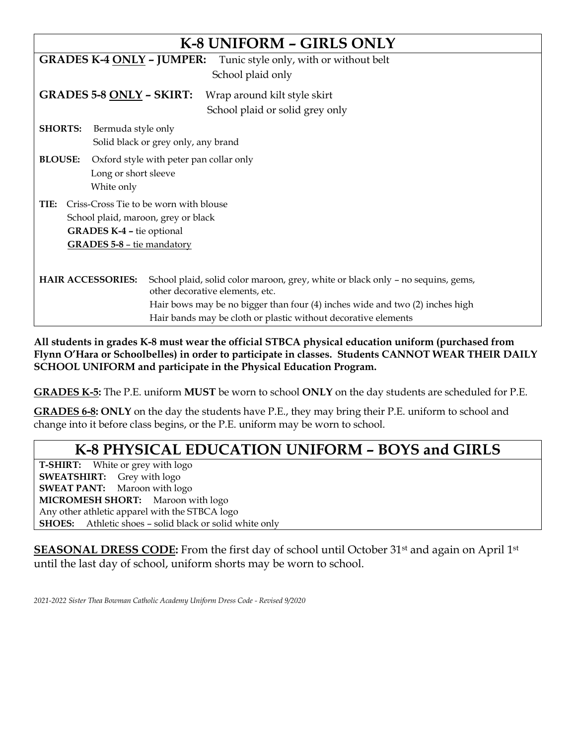## K-8 UNIFORM – GIRLS ONLY

**GRADES K-4 ONLY – JUMPER:** Tunic style only, with or without belt
School plaid only

**GRADES 5-8 ONLY – SKIRT:** Wrap around kilt style skirt
School plaid or solid grey only

**SHORTS:** Bermuda style only
Solid black or grey only, any brand

**BLOUSE:** Oxford style with peter pan collar only
Long or short sleeve
White only

**TIE:** Criss-Cross Tie to be worn with blouse
School plaid, maroon, grey or black
**GRADES K-4 –** tie optional
**GRADES 5-8** – tie mandatory

**HAIR ACCESSORIES:** School plaid, solid color maroon, grey, white or black only – no sequins, gems, other decorative elements, etc.
Hair bows may be no bigger than four (4) inches wide and two (2) inches high
Hair bands may be cloth or plastic without decorative elements

**All students in grades K-8 must wear the official STBCA physical education uniform (purchased from Flynn O'Hara or Schoolbelles) in order to participate in classes. Students CANNOT WEAR THEIR DAILY SCHOOL UNIFORM and participate in the Physical Education Program.**

**GRADES K-5:** The P.E. uniform **MUST** be worn to school **ONLY** on the day students are scheduled for P.E.

**GRADES 6-8: ONLY** on the day the students have P.E., they may bring their P.E. uniform to school and change into it before class begins, or the P.E. uniform may be worn to school.

## K-8 PHYSICAL EDUCATION UNIFORM – BOYS and GIRLS

**T-SHIRT:** White or grey with logo
**SWEATSHIRT:** Grey with logo
**SWEAT PANT:** Maroon with logo
**MICROMESH SHORT:** Maroon with logo
Any other athletic apparel with the STBCA logo
**SHOES:** Athletic shoes – solid black or solid white only

**SEASONAL DRESS CODE:** From the first day of school until October 31st and again on April 1st until the last day of school, uniform shorts may be worn to school.

*2021-2022 Sister Thea Bowman Catholic Academy Uniform Dress Code - Revised 9/2020*